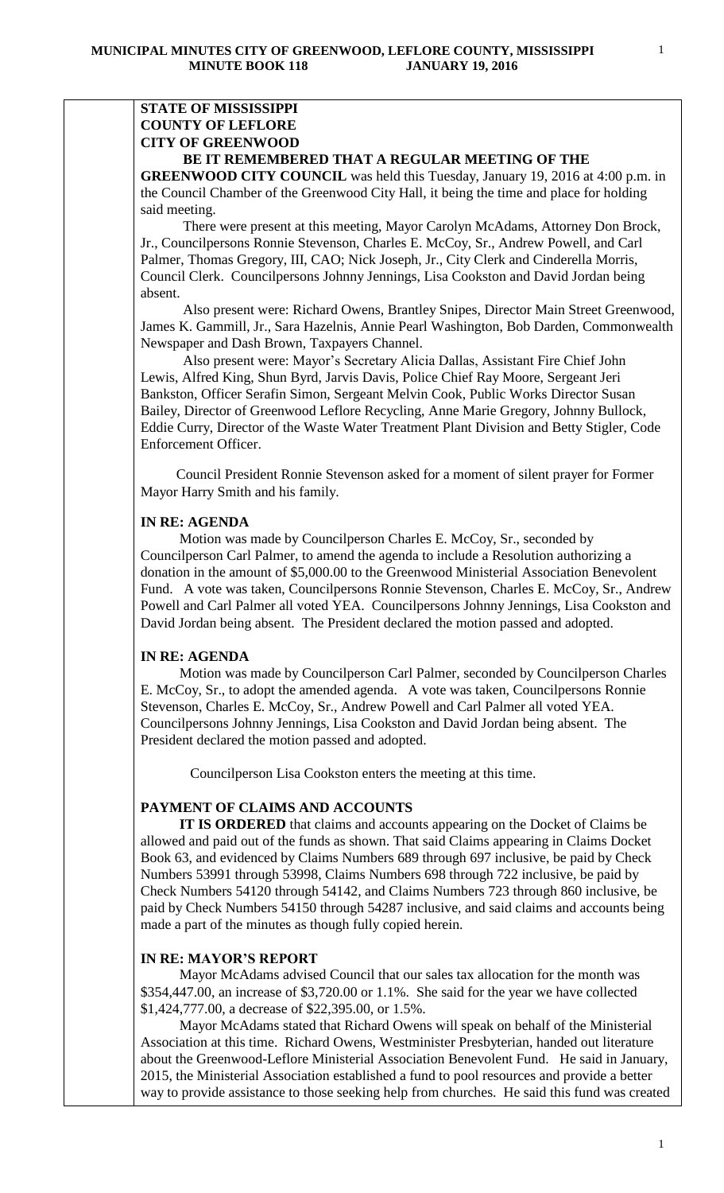**STATE OF MISSISSIPPI**
**COUNTY OF LEFLORE**
**CITY OF GREENWOOD**

**BE IT REMEMBERED THAT A REGULAR MEETING OF THE GREENWOOD CITY COUNCIL** was held this Tuesday, January 19, 2016 at 4:00 p.m. in the Council Chamber of the Greenwood City Hall, it being the time and place for holding said meeting.

There were present at this meeting, Mayor Carolyn McAdams, Attorney Don Brock, Jr., Councilpersons Ronnie Stevenson, Charles E. McCoy, Sr., Andrew Powell, and Carl Palmer, Thomas Gregory, III, CAO; Nick Joseph, Jr., City Clerk and Cinderella Morris, Council Clerk. Councilpersons Johnny Jennings, Lisa Cookston and David Jordan being absent.

Also present were: Richard Owens, Brantley Snipes, Director Main Street Greenwood, James K. Gammill, Jr., Sara Hazelnis, Annie Pearl Washington, Bob Darden, Commonwealth Newspaper and Dash Brown, Taxpayers Channel.

Also present were: Mayor's Secretary Alicia Dallas, Assistant Fire Chief John Lewis, Alfred King, Shun Byrd, Jarvis Davis, Police Chief Ray Moore, Sergeant Jeri Bankston, Officer Serafin Simon, Sergeant Melvin Cook, Public Works Director Susan Bailey, Director of Greenwood Leflore Recycling, Anne Marie Gregory, Johnny Bullock, Eddie Curry, Director of the Waste Water Treatment Plant Division and Betty Stigler, Code Enforcement Officer.

Council President Ronnie Stevenson asked for a moment of silent prayer for Former Mayor Harry Smith and his family.

**IN RE: AGENDA**

Motion was made by Councilperson Charles E. McCoy, Sr., seconded by Councilperson Carl Palmer, to amend the agenda to include a Resolution authorizing a donation in the amount of $5,000.00 to the Greenwood Ministerial Association Benevolent Fund. A vote was taken, Councilpersons Ronnie Stevenson, Charles E. McCoy, Sr., Andrew Powell and Carl Palmer all voted YEA. Councilpersons Johnny Jennings, Lisa Cookston and David Jordan being absent. The President declared the motion passed and adopted.

**IN RE: AGENDA**

Motion was made by Councilperson Carl Palmer, seconded by Councilperson Charles E. McCoy, Sr., to adopt the amended agenda. A vote was taken, Councilpersons Ronnie Stevenson, Charles E. McCoy, Sr., Andrew Powell and Carl Palmer all voted YEA. Councilpersons Johnny Jennings, Lisa Cookston and David Jordan being absent. The President declared the motion passed and adopted.

Councilperson Lisa Cookston enters the meeting at this time.

**PAYMENT OF CLAIMS AND ACCOUNTS**

**IT IS ORDERED** that claims and accounts appearing on the Docket of Claims be allowed and paid out of the funds as shown. That said Claims appearing in Claims Docket Book 63, and evidenced by Claims Numbers 689 through 697 inclusive, be paid by Check Numbers 53991 through 53998, Claims Numbers 698 through 722 inclusive, be paid by Check Numbers 54120 through 54142, and Claims Numbers 723 through 860 inclusive, be paid by Check Numbers 54150 through 54287 inclusive, and said claims and accounts being made a part of the minutes as though fully copied herein.

**IN RE: MAYOR'S REPORT**

Mayor McAdams advised Council that our sales tax allocation for the month was $354,447.00, an increase of $3,720.00 or 1.1%. She said for the year we have collected $1,424,777.00, a decrease of $22,395.00, or 1.5%.

Mayor McAdams stated that Richard Owens will speak on behalf of the Ministerial Association at this time. Richard Owens, Westminister Presbyterian, handed out literature about the Greenwood-Leflore Ministerial Association Benevolent Fund. He said in January, 2015, the Ministerial Association established a fund to pool resources and provide a better way to provide assistance to those seeking help from churches. He said this fund was created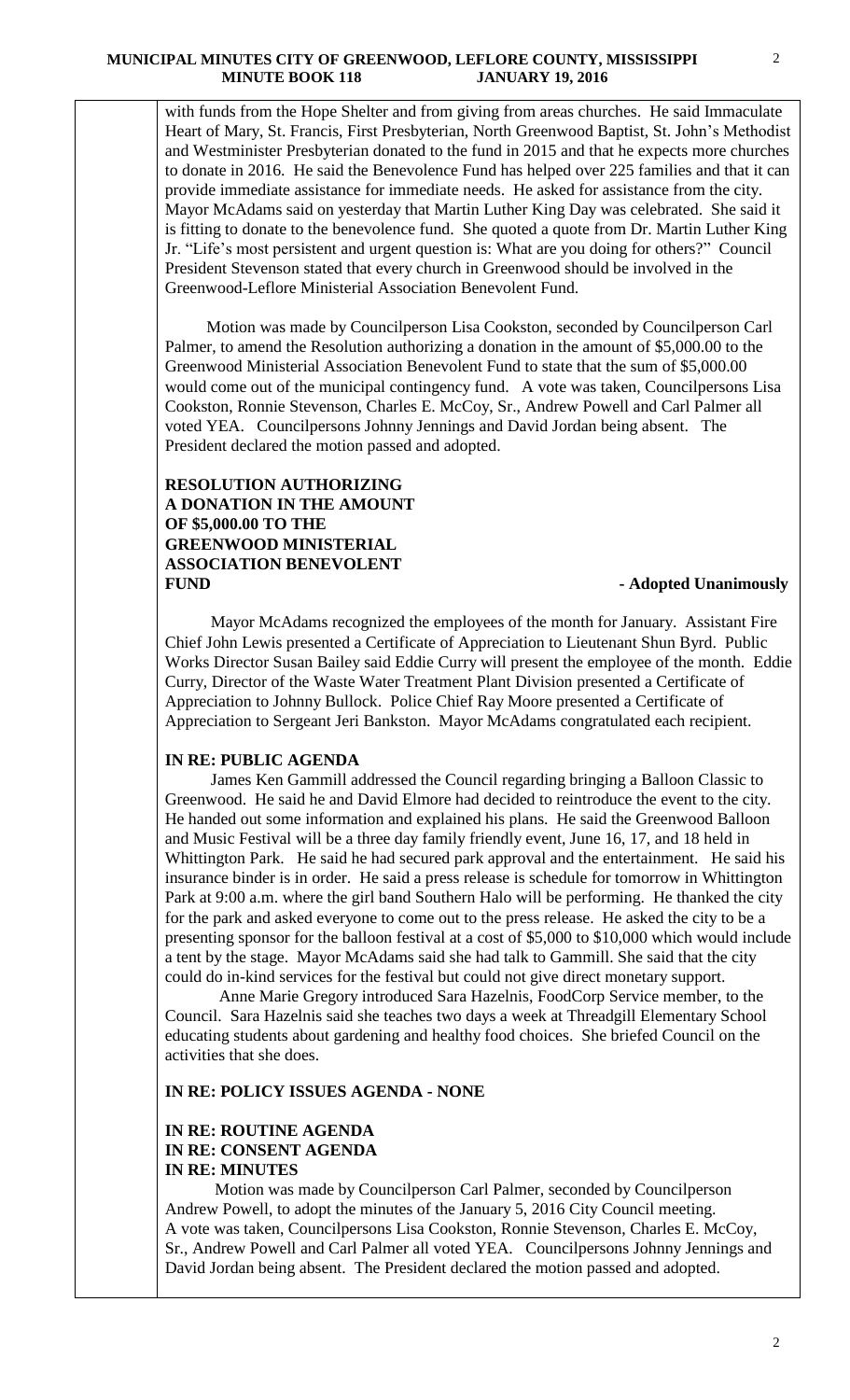with funds from the Hope Shelter and from giving from areas churches. He said Immaculate Heart of Mary, St. Francis, First Presbyterian, North Greenwood Baptist, St. John's Methodist and Westminister Presbyterian donated to the fund in 2015 and that he expects more churches to donate in 2016. He said the Benevolence Fund has helped over 225 families and that it can provide immediate assistance for immediate needs. He asked for assistance from the city. Mayor McAdams said on yesterday that Martin Luther King Day was celebrated. She said it is fitting to donate to the benevolence fund. She quoted a quote from Dr. Martin Luther King Jr. "Life's most persistent and urgent question is: What are you doing for others?" Council President Stevenson stated that every church in Greenwood should be involved in the Greenwood-Leflore Ministerial Association Benevolent Fund.

Motion was made by Councilperson Lisa Cookston, seconded by Councilperson Carl Palmer, to amend the Resolution authorizing a donation in the amount of $5,000.00 to the Greenwood Ministerial Association Benevolent Fund to state that the sum of $5,000.00 would come out of the municipal contingency fund. A vote was taken, Councilpersons Lisa Cookston, Ronnie Stevenson, Charles E. McCoy, Sr., Andrew Powell and Carl Palmer all voted YEA. Councilpersons Johnny Jennings and David Jordan being absent. The President declared the motion passed and adopted.

**RESOLUTION AUTHORIZING A DONATION IN THE AMOUNT OF $5,000.00 TO THE GREENWOOD MINISTERIAL ASSOCIATION BENEVOLENT FUND** **- Adopted Unanimously**

Mayor McAdams recognized the employees of the month for January. Assistant Fire Chief John Lewis presented a Certificate of Appreciation to Lieutenant Shun Byrd. Public Works Director Susan Bailey said Eddie Curry will present the employee of the month. Eddie Curry, Director of the Waste Water Treatment Plant Division presented a Certificate of Appreciation to Johnny Bullock. Police Chief Ray Moore presented a Certificate of Appreciation to Sergeant Jeri Bankston. Mayor McAdams congratulated each recipient.

**IN RE: PUBLIC AGENDA**

James Ken Gammill addressed the Council regarding bringing a Balloon Classic to Greenwood. He said he and David Elmore had decided to reintroduce the event to the city. He handed out some information and explained his plans. He said the Greenwood Balloon and Music Festival will be a three day family friendly event, June 16, 17, and 18 held in Whittington Park. He said he had secured park approval and the entertainment. He said his insurance binder is in order. He said a press release is schedule for tomorrow in Whittington Park at 9:00 a.m. where the girl band Southern Halo will be performing. He thanked the city for the park and asked everyone to come out to the press release. He asked the city to be a presenting sponsor for the balloon festival at a cost of $5,000 to $10,000 which would include a tent by the stage. Mayor McAdams said she had talk to Gammill. She said that the city could do in-kind services for the festival but could not give direct monetary support.

Anne Marie Gregory introduced Sara Hazelnis, FoodCorp Service member, to the Council. Sara Hazelnis said she teaches two days a week at Threadgill Elementary School educating students about gardening and healthy food choices. She briefed Council on the activities that she does.

**IN RE: POLICY ISSUES AGENDA - NONE**

**IN RE: ROUTINE AGENDA**
**IN RE: CONSENT AGENDA**
**IN RE: MINUTES**

Motion was made by Councilperson Carl Palmer, seconded by Councilperson Andrew Powell, to adopt the minutes of the January 5, 2016 City Council meeting. A vote was taken, Councilpersons Lisa Cookston, Ronnie Stevenson, Charles E. McCoy, Sr., Andrew Powell and Carl Palmer all voted YEA. Councilpersons Johnny Jennings and David Jordan being absent. The President declared the motion passed and adopted.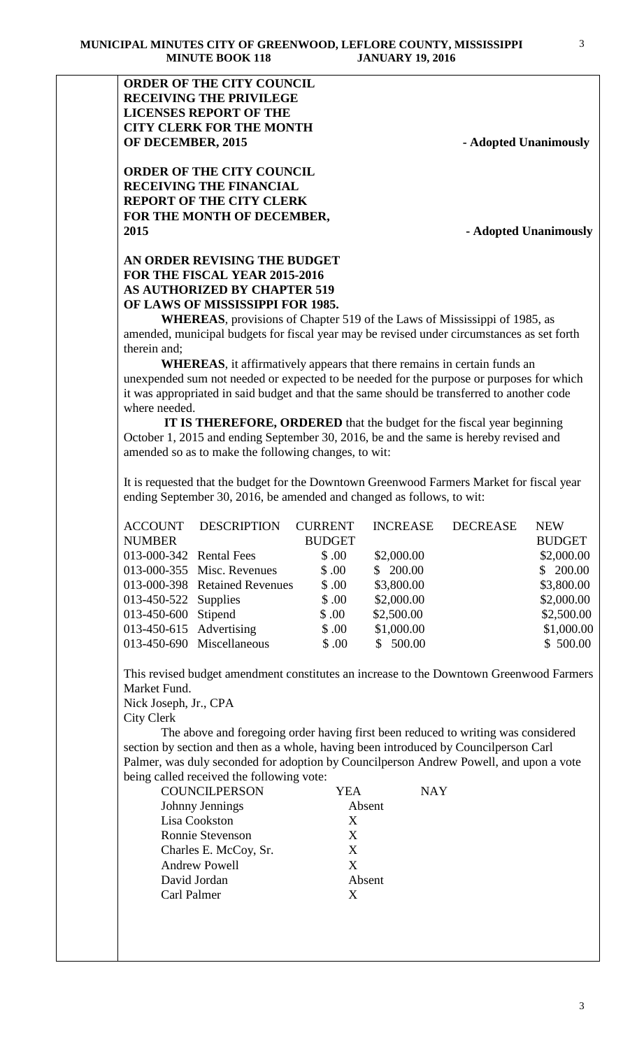**ORDER OF THE CITY COUNCIL RECEIVING THE PRIVILEGE LICENSES REPORT OF THE CITY CLERK FOR THE MONTH OF DECEMBER, 2015** - Adopted Unanimously

**ORDER OF THE CITY COUNCIL RECEIVING THE FINANCIAL REPORT OF THE CITY CLERK FOR THE MONTH OF DECEMBER, 2015** - Adopted Unanimously

**AN ORDER REVISING THE BUDGET FOR THE FISCAL YEAR 2015-2016 AS AUTHORIZED BY CHAPTER 519 OF LAWS OF MISSISSIPPI FOR 1985.**

**WHEREAS**, provisions of Chapter 519 of the Laws of Mississippi of 1985, as amended, municipal budgets for fiscal year may be revised under circumstances as set forth therein and;

**WHEREAS**, it affirmatively appears that there remains in certain funds an unexpended sum not needed or expected to be needed for the purpose or purposes for which it was appropriated in said budget and that the same should be transferred to another code where needed.

**IT IS THEREFORE, ORDERED** that the budget for the fiscal year beginning October 1, 2015 and ending September 30, 2016, be and the same is hereby revised and amended so as to make the following changes, to wit:

It is requested that the budget for the Downtown Greenwood Farmers Market for fiscal year ending September 30, 2016, be amended and changed as follows, to wit:

| ACCOUNT NUMBER | DESCRIPTION | CURRENT BUDGET | INCREASE | DECREASE | NEW BUDGET |
|---|---|---|---|---|---|
| 013-000-342 | Rental Fees | $ .00 | $2,000.00 | | $2,000.00 |
| 013-000-355 | Misc. Revenues | $ .00 | $ 200.00 | | $ 200.00 |
| 013-000-398 | Retained Revenues | $ .00 | $3,800.00 | | $3,800.00 |
| 013-450-522 | Supplies | $ .00 | $2,000.00 | | $2,000.00 |
| 013-450-600 | Stipend | $ .00 | $2,500.00 | | $2,500.00 |
| 013-450-615 | Advertising | $ .00 | $1,000.00 | | $1,000.00 |
| 013-450-690 | Miscellaneous | $ .00 | $ 500.00 | | $ 500.00 |

This revised budget amendment constitutes an increase to the Downtown Greenwood Farmers Market Fund.

Nick Joseph, Jr., CPA
City Clerk

The above and foregoing order having first been reduced to writing was considered section by section and then as a whole, having been introduced by Councilperson Carl Palmer, was duly seconded for adoption by Councilperson Andrew Powell, and upon a vote being called received the following vote:

| COUNCILPERSON | YEA | NAY |
|---|---|---|
| Johnny Jennings | Absent | |
| Lisa Cookston | X | |
| Ronnie Stevenson | X | |
| Charles E. McCoy, Sr. | X | |
| Andrew Powell | X | |
| David Jordan | Absent | |
| Carl Palmer | X | |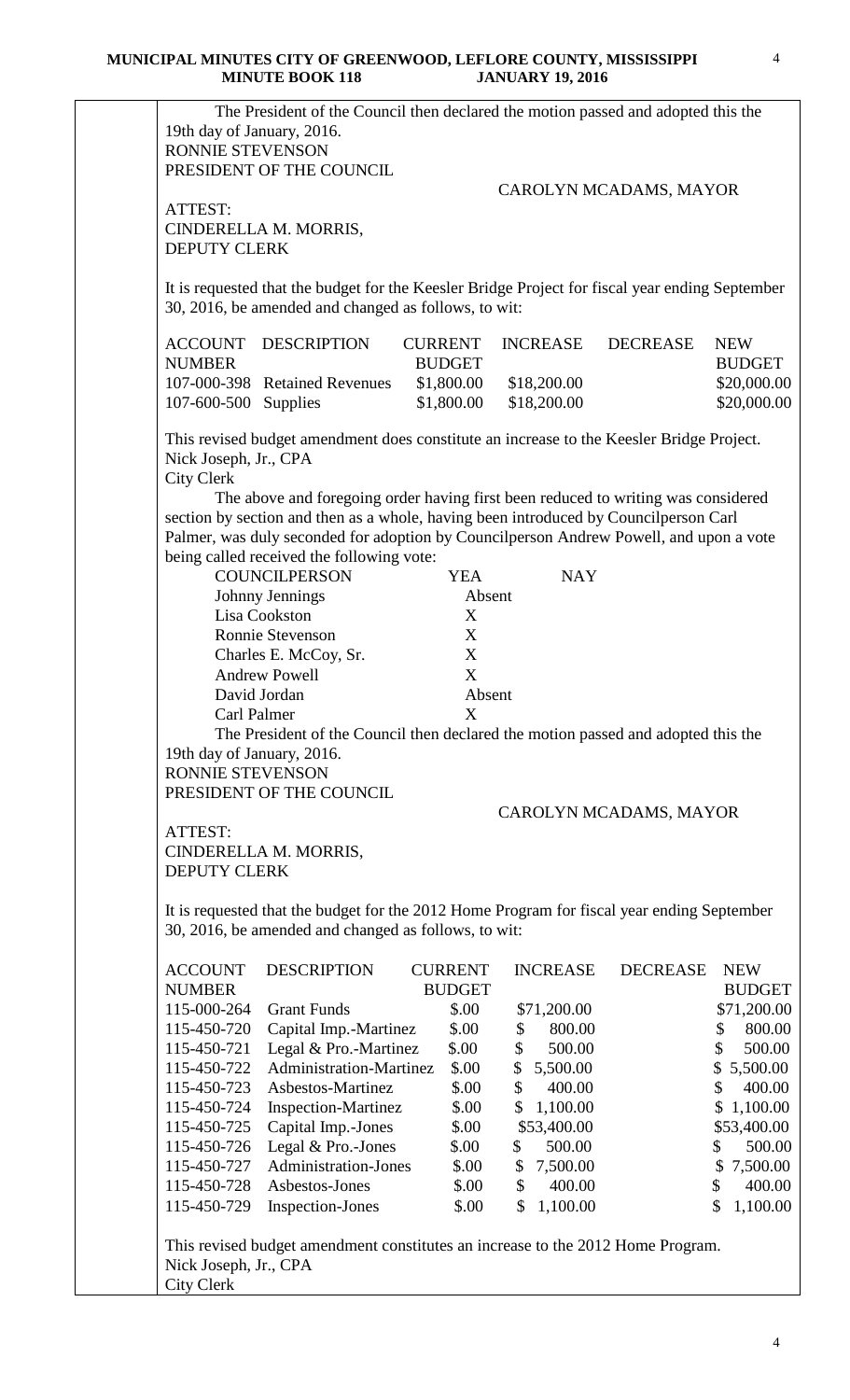The President of the Council then declared the motion passed and adopted this the 19th day of January, 2016.

RONNIE STEVENSON
PRESIDENT OF THE COUNCIL

CAROLYN MCADAMS, MAYOR

ATTEST:
CINDERELLA M. MORRIS,
DEPUTY CLERK

It is requested that the budget for the Keesler Bridge Project for fiscal year ending September 30, 2016, be amended and changed as follows, to wit:

| ACCOUNT NUMBER | DESCRIPTION | CURRENT BUDGET | INCREASE | DECREASE | NEW BUDGET |
|---|---|---|---|---|---|
| 107-000-398 | Retained Revenues | $1,800.00 | $18,200.00 | | $20,000.00 |
| 107-600-500 | Supplies | $1,800.00 | $18,200.00 | | $20,000.00 |

This revised budget amendment does constitute an increase to the Keesler Bridge Project.
Nick Joseph, Jr., CPA
City Clerk

The above and foregoing order having first been reduced to writing was considered section by section and then as a whole, having been introduced by Councilperson Carl Palmer, was duly seconded for adoption by Councilperson Andrew Powell, and upon a vote being called received the following vote:

| COUNCILPERSON | YEA | NAY |
|---|---|---|
| Johnny Jennings | Absent | |
| Lisa Cookston | X | |
| Ronnie Stevenson | X | |
| Charles E. McCoy, Sr. | X | |
| Andrew Powell | X | |
| David Jordan | Absent | |
| Carl Palmer | X | |

The President of the Council then declared the motion passed and adopted this the 19th day of January, 2016.

RONNIE STEVENSON
PRESIDENT OF THE COUNCIL

CAROLYN MCADAMS, MAYOR

ATTEST:
CINDERELLA M. MORRIS,
DEPUTY CLERK

It is requested that the budget for the 2012 Home Program for fiscal year ending September 30, 2016, be amended and changed as follows, to wit:

| ACCOUNT NUMBER | DESCRIPTION | CURRENT BUDGET | INCREASE | DECREASE | NEW BUDGET |
|---|---|---|---|---|---|
| 115-000-264 | Grant Funds | $.00 | $71,200.00 | | $71,200.00 |
| 115-450-720 | Capital Imp.-Martinez | $.00 | $ 800.00 | | $ 800.00 |
| 115-450-721 | Legal & Pro.-Martinez | $.00 | $ 500.00 | | $ 500.00 |
| 115-450-722 | Administration-Martinez | $.00 | $ 5,500.00 | | $ 5,500.00 |
| 115-450-723 | Asbestos-Martinez | $.00 | $ 400.00 | | $ 400.00 |
| 115-450-724 | Inspection-Martinez | $.00 | $ 1,100.00 | | $ 1,100.00 |
| 115-450-725 | Capital Imp.-Jones | $.00 | $53,400.00 | | $53,400.00 |
| 115-450-726 | Legal & Pro.-Jones | $.00 | $ 500.00 | | $ 500.00 |
| 115-450-727 | Administration-Jones | $.00 | $ 7,500.00 | | $ 7,500.00 |
| 115-450-728 | Asbestos-Jones | $.00 | $ 400.00 | | $ 400.00 |
| 115-450-729 | Inspection-Jones | $.00 | $ 1,100.00 | | $ 1,100.00 |

This revised budget amendment constitutes an increase to the 2012 Home Program.
Nick Joseph, Jr., CPA
City Clerk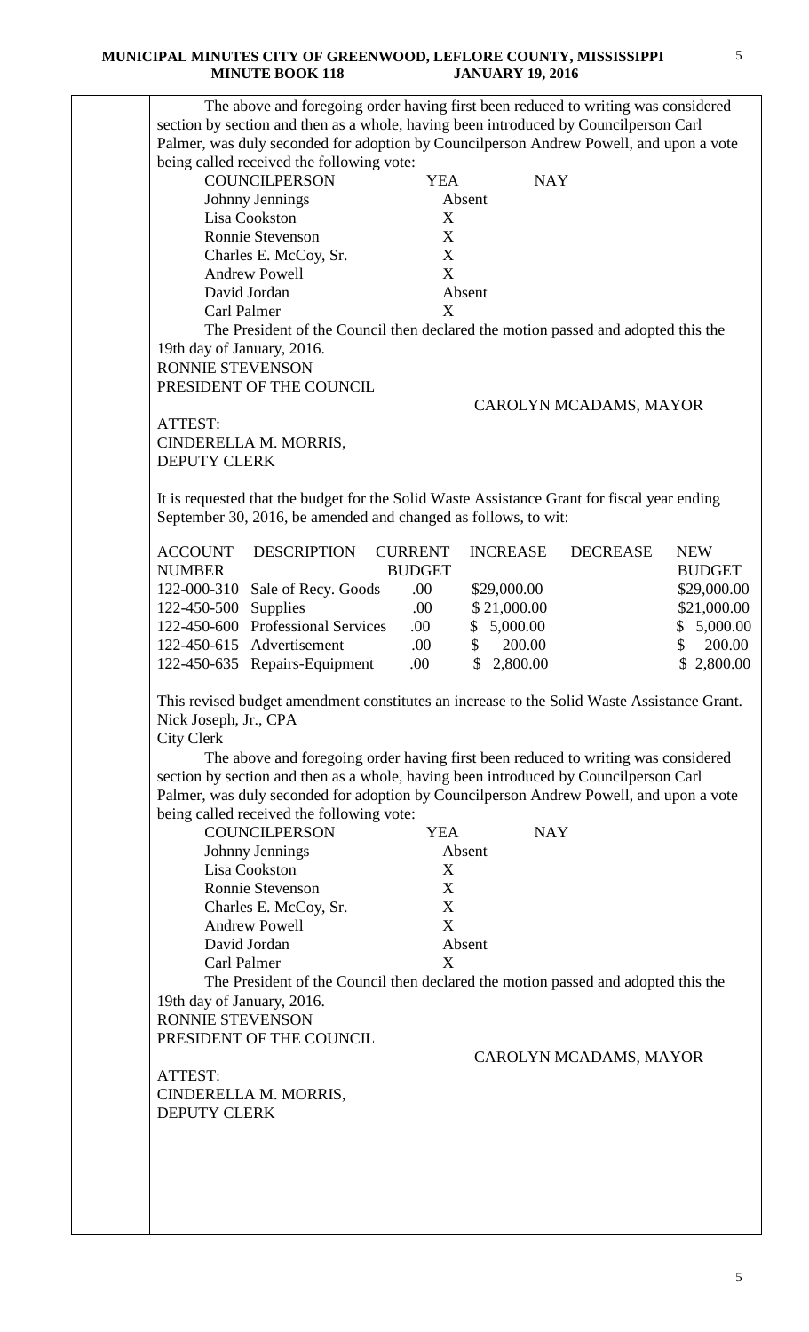The above and foregoing order having first been reduced to writing was considered section by section and then as a whole, having been introduced by Councilperson Carl Palmer, was duly seconded for adoption by Councilperson Andrew Powell, and upon a vote being called received the following vote:

| COUNCILPERSON | YEA | NAY |
|---|---|---|
| Johnny Jennings | Absent | |
| Lisa Cookston | X | |
| Ronnie Stevenson | X | |
| Charles E. McCoy, Sr. | X | |
| Andrew Powell | X | |
| David Jordan | Absent | |
| Carl Palmer | X | |

The President of the Council then declared the motion passed and adopted this the 19th day of January, 2016.

RONNIE STEVENSON
PRESIDENT OF THE COUNCIL

CAROLYN MCADAMS, MAYOR

ATTEST:
CINDERELLA M. MORRIS,
DEPUTY CLERK

It is requested that the budget for the Solid Waste Assistance Grant for fiscal year ending September 30, 2016, be amended and changed as follows, to wit:

| ACCOUNT NUMBER | DESCRIPTION | CURRENT BUDGET | INCREASE | DECREASE | NEW BUDGET |
|---|---|---|---|---|---|
| 122-000-310 | Sale of Recy. Goods | .00 | $29,000.00 | | $29,000.00 |
| 122-450-500 | Supplies | .00 | $ 21,000.00 | | $21,000.00 |
| 122-450-600 | Professional Services | .00 | $ 5,000.00 | | $ 5,000.00 |
| 122-450-615 | Advertisement | .00 | $ 200.00 | | $ 200.00 |
| 122-450-635 | Repairs-Equipment | .00 | $ 2,800.00 | | $ 2,800.00 |

This revised budget amendment constitutes an increase to the Solid Waste Assistance Grant.

Nick Joseph, Jr., CPA
City Clerk

The above and foregoing order having first been reduced to writing was considered section by section and then as a whole, having been introduced by Councilperson Carl Palmer, was duly seconded for adoption by Councilperson Andrew Powell, and upon a vote being called received the following vote:

| COUNCILPERSON | YEA | NAY |
|---|---|---|
| Johnny Jennings | Absent | |
| Lisa Cookston | X | |
| Ronnie Stevenson | X | |
| Charles E. McCoy, Sr. | X | |
| Andrew Powell | X | |
| David Jordan | Absent | |
| Carl Palmer | X | |

The President of the Council then declared the motion passed and adopted this the 19th day of January, 2016.

RONNIE STEVENSON
PRESIDENT OF THE COUNCIL

CAROLYN MCADAMS, MAYOR

ATTEST:
CINDERELLA M. MORRIS,
DEPUTY CLERK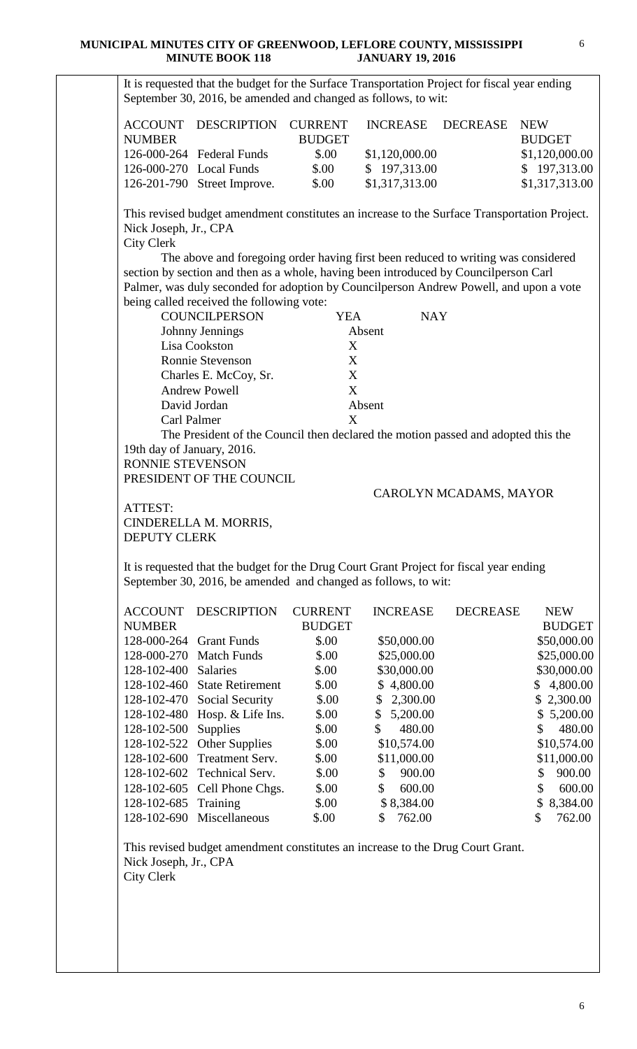It is requested that the budget for the Surface Transportation Project for fiscal year ending September 30, 2016, be amended and changed as follows, to wit:

| ACCOUNT NUMBER | DESCRIPTION | CURRENT BUDGET | INCREASE | DECREASE | NEW BUDGET |
|---|---|---|---|---|---|
| 126-000-264 | Federal Funds | $.00 | $1,120,000.00 | | $1,120,000.00 |
| 126-000-270 | Local Funds | $.00 | $ 197,313.00 | | $ 197,313.00 |
| 126-201-790 | Street Improve. | $.00 | $1,317,313.00 | | $1,317,313.00 |

This revised budget amendment constitutes an increase to the Surface Transportation Project.
Nick Joseph, Jr., CPA
City Clerk

The above and foregoing order having first been reduced to writing was considered section by section and then as a whole, having been introduced by Councilperson Carl Palmer, was duly seconded for adoption by Councilperson Andrew Powell, and upon a vote being called received the following vote:

| COUNCILPERSON | YEA | NAY |
|---|---|---|
| Johnny Jennings | Absent | |
| Lisa Cookston | X | |
| Ronnie Stevenson | X | |
| Charles E. McCoy, Sr. | X | |
| Andrew Powell | X | |
| David Jordan | Absent | |
| Carl Palmer | X | |

The President of the Council then declared the motion passed and adopted this the 19th day of January, 2016.

RONNIE STEVENSON
PRESIDENT OF THE COUNCIL

CAROLYN MCADAMS, MAYOR

ATTEST:
CINDERELLA M. MORRIS,
DEPUTY CLERK

It is requested that the budget for the Drug Court Grant Project for fiscal year ending September 30, 2016, be amended and changed as follows, to wit:

| ACCOUNT NUMBER | DESCRIPTION | CURRENT BUDGET | INCREASE | DECREASE | NEW BUDGET |
|---|---|---|---|---|---|
| 128-000-264 | Grant Funds | $.00 | $50,000.00 | | $50,000.00 |
| 128-000-270 | Match Funds | $.00 | $25,000.00 | | $25,000.00 |
| 128-102-400 | Salaries | $.00 | $30,000.00 | | $30,000.00 |
| 128-102-460 | State Retirement | $.00 | $ 4,800.00 | | $ 4,800.00 |
| 128-102-470 | Social Security | $.00 | $ 2,300.00 | | $ 2,300.00 |
| 128-102-480 | Hosp. & Life Ins. | $.00 | $ 5,200.00 | | $ 5,200.00 |
| 128-102-500 | Supplies | $.00 | $ 480.00 | | $ 480.00 |
| 128-102-522 | Other Supplies | $.00 | $10,574.00 | | $10,574.00 |
| 128-102-600 | Treatment Serv. | $.00 | $11,000.00 | | $11,000.00 |
| 128-102-602 | Technical Serv. | $.00 | $ 900.00 | | $ 900.00 |
| 128-102-605 | Cell Phone Chgs. | $.00 | $ 600.00 | | $ 600.00 |
| 128-102-685 | Training | $.00 | $ 8,384.00 | | $ 8,384.00 |
| 128-102-690 | Miscellaneous | $.00 | $ 762.00 | | $ 762.00 |

This revised budget amendment constitutes an increase to the Drug Court Grant.
Nick Joseph, Jr., CPA
City Clerk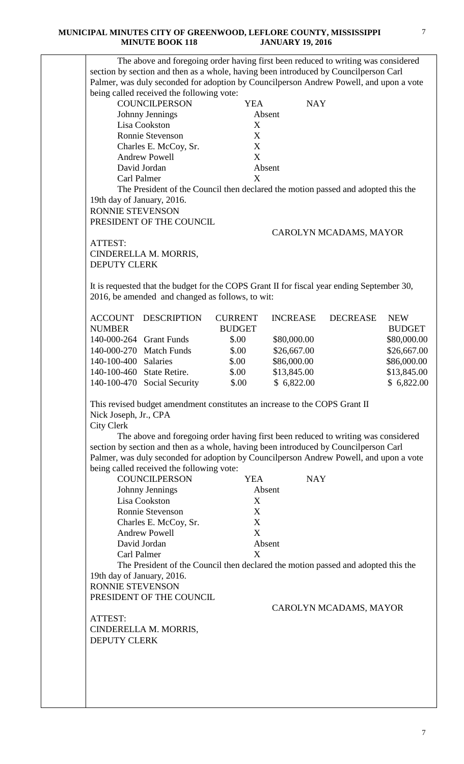The above and foregoing order having first been reduced to writing was considered section by section and then as a whole, having been introduced by Councilperson Carl Palmer, was duly seconded for adoption by Councilperson Andrew Powell, and upon a vote being called received the following vote:

| COUNCILPERSON | YEA | NAY |
|---|---|---|
| Johnny Jennings | Absent | |
| Lisa Cookston | X | |
| Ronnie Stevenson | X | |
| Charles E. McCoy, Sr. | X | |
| Andrew Powell | X | |
| David Jordan | Absent | |
| Carl Palmer | X | |

The President of the Council then declared the motion passed and adopted this the 19th day of January, 2016.

RONNIE STEVENSON
PRESIDENT OF THE COUNCIL

CAROLYN MCADAMS, MAYOR

ATTEST:
CINDERELLA M. MORRIS,
DEPUTY CLERK

It is requested that the budget for the COPS Grant II for fiscal year ending September 30, 2016, be amended and changed as follows, to wit:

| ACCOUNT NUMBER | DESCRIPTION | CURRENT BUDGET | INCREASE | DECREASE | NEW BUDGET |
|---|---|---|---|---|---|
| 140-000-264 | Grant Funds | $.00 | $80,000.00 | | $80,000.00 |
| 140-000-270 | Match Funds | $.00 | $26,667.00 | | $26,667.00 |
| 140-100-400 | Salaries | $.00 | $86,000.00 | | $86,000.00 |
| 140-100-460 | State Retire. | $.00 | $13,845.00 | | $13,845.00 |
| 140-100-470 | Social Security | $.00 | $ 6,822.00 | | $ 6,822.00 |

This revised budget amendment constitutes an increase to the COPS Grant II
Nick Joseph, Jr., CPA
City Clerk

The above and foregoing order having first been reduced to writing was considered section by section and then as a whole, having been introduced by Councilperson Carl Palmer, was duly seconded for adoption by Councilperson Andrew Powell, and upon a vote being called received the following vote:

| COUNCILPERSON | YEA | NAY |
|---|---|---|
| Johnny Jennings | Absent | |
| Lisa Cookston | X | |
| Ronnie Stevenson | X | |
| Charles E. McCoy, Sr. | X | |
| Andrew Powell | X | |
| David Jordan | Absent | |
| Carl Palmer | X | |

The President of the Council then declared the motion passed and adopted this the 19th day of January, 2016.

RONNIE STEVENSON
PRESIDENT OF THE COUNCIL

CAROLYN MCADAMS, MAYOR

ATTEST:
CINDERELLA M. MORRIS,
DEPUTY CLERK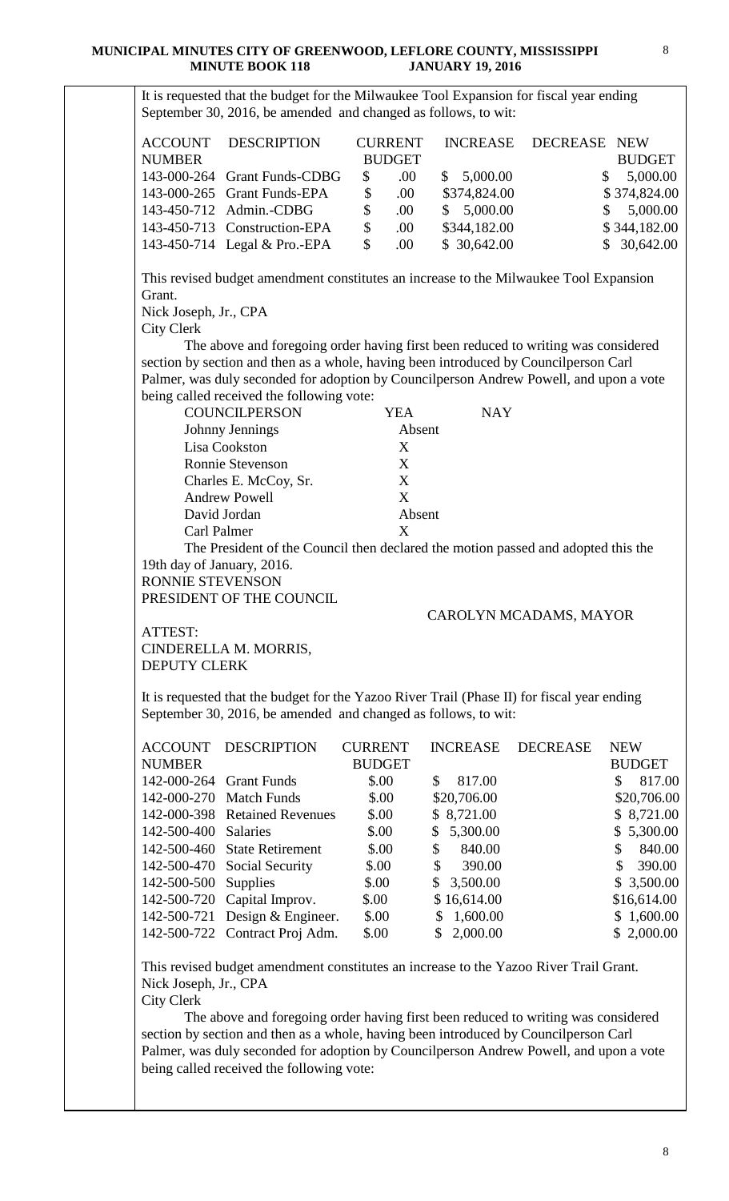It is requested that the budget for the Milwaukee Tool Expansion for fiscal year ending September 30, 2016, be amended and changed as follows, to wit:

| ACCOUNT NUMBER | DESCRIPTION | CURRENT BUDGET | INCREASE | DECREASE | NEW BUDGET |
|---|---|---|---|---|---|
| 143-000-264 | Grant Funds-CDBG | $ .00 | $ 5,000.00 | | $ 5,000.00 |
| 143-000-265 | Grant Funds-EPA | $ .00 | $374,824.00 | | $ 374,824.00 |
| 143-450-712 | Admin.-CDBG | $ .00 | $ 5,000.00 | | $ 5,000.00 |
| 143-450-713 | Construction-EPA | $ .00 | $344,182.00 | | $ 344,182.00 |
| 143-450-714 | Legal & Pro.-EPA | $ .00 | $ 30,642.00 | | $ 30,642.00 |

This revised budget amendment constitutes an increase to the Milwaukee Tool Expansion Grant.

Nick Joseph, Jr., CPA
City Clerk

The above and foregoing order having first been reduced to writing was considered section by section and then as a whole, having been introduced by Councilperson Carl Palmer, was duly seconded for adoption by Councilperson Andrew Powell, and upon a vote being called received the following vote:

| COUNCILPERSON | YEA | NAY |
|---|---|---|
| Johnny Jennings | Absent | |
| Lisa Cookston | X | |
| Ronnie Stevenson | X | |
| Charles E. McCoy, Sr. | X | |
| Andrew Powell | X | |
| David Jordan | Absent | |
| Carl Palmer | X | |

The President of the Council then declared the motion passed and adopted this the 19th day of January, 2016.

RONNIE STEVENSON
PRESIDENT OF THE COUNCIL

CAROLYN MCADAMS, MAYOR

ATTEST:
CINDERELLA M. MORRIS,
DEPUTY CLERK

It is requested that the budget for the Yazoo River Trail (Phase II) for fiscal year ending September 30, 2016, be amended and changed as follows, to wit:

| ACCOUNT NUMBER | DESCRIPTION | CURRENT BUDGET | INCREASE | DECREASE | NEW BUDGET |
|---|---|---|---|---|---|
| 142-000-264 | Grant Funds | $.00 | $ 817.00 | | $ 817.00 |
| 142-000-270 | Match Funds | $.00 | $20,706.00 | | $20,706.00 |
| 142-000-398 | Retained Revenues | $.00 | $ 8,721.00 | | $ 8,721.00 |
| 142-500-400 | Salaries | $.00 | $ 5,300.00 | | $ 5,300.00 |
| 142-500-460 | State Retirement | $.00 | $ 840.00 | | $ 840.00 |
| 142-500-470 | Social Security | $.00 | $ 390.00 | | $ 390.00 |
| 142-500-500 | Supplies | $.00 | $ 3,500.00 | | $ 3,500.00 |
| 142-500-720 | Capital Improv. | $.00 | $ 16,614.00 | | $16,614.00 |
| 142-500-721 | Design & Engineer. | $.00 | $ 1,600.00 | | $ 1,600.00 |
| 142-500-722 | Contract Proj Adm. | $.00 | $ 2,000.00 | | $ 2,000.00 |

This revised budget amendment constitutes an increase to the Yazoo River Trail Grant.

Nick Joseph, Jr., CPA
City Clerk

The above and foregoing order having first been reduced to writing was considered section by section and then as a whole, having been introduced by Councilperson Carl Palmer, was duly seconded for adoption by Councilperson Andrew Powell, and upon a vote being called received the following vote: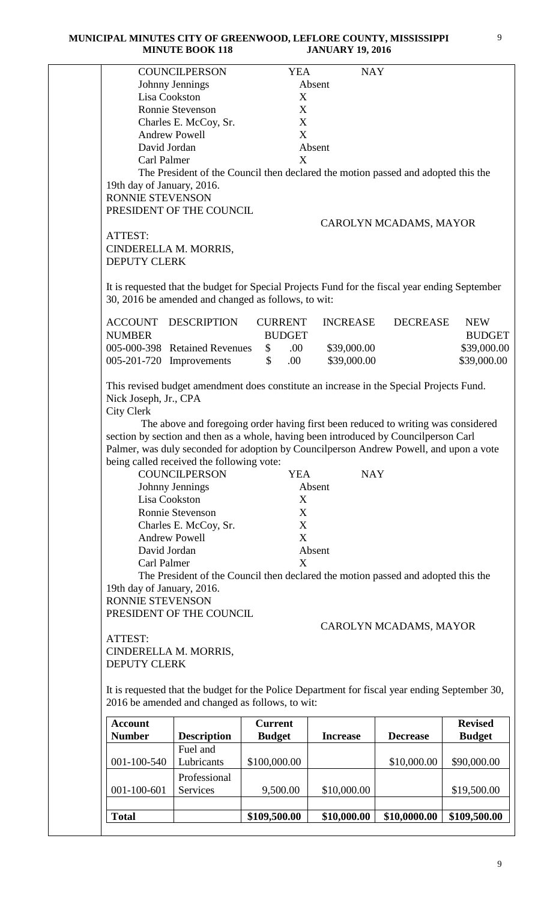| COUNCILPERSON | YEA | NAY |
|---|---|---|
| Johnny Jennings | Absent | |
| Lisa Cookston | X | |
| Ronnie Stevenson | X | |
| Charles E. McCoy, Sr. | X | |
| Andrew Powell | X | |
| David Jordan | Absent | |
| Carl Palmer | X | |

The President of the Council then declared the motion passed and adopted this the 19th day of January, 2016.

RONNIE STEVENSON
PRESIDENT OF THE COUNCIL

CAROLYN MCADAMS, MAYOR

ATTEST:
CINDERELLA M. MORRIS,
DEPUTY CLERK

It is requested that the budget for Special Projects Fund for the fiscal year ending September 30, 2016 be amended and changed as follows, to wit:

| ACCOUNT NUMBER | DESCRIPTION | CURRENT BUDGET | INCREASE | DECREASE | NEW BUDGET |
|---|---|---|---|---|---|
| 005-000-398 | Retained Revenues | $ .00 | $39,000.00 | | $39,000.00 |
| 005-201-720 | Improvements | $ .00 | $39,000.00 | | $39,000.00 |

This revised budget amendment does constitute an increase in the Special Projects Fund.

Nick Joseph, Jr., CPA
City Clerk

The above and foregoing order having first been reduced to writing was considered section by section and then as a whole, having been introduced by Councilperson Carl Palmer, was duly seconded for adoption by Councilperson Andrew Powell, and upon a vote being called received the following vote:

| COUNCILPERSON | YEA | NAY |
|---|---|---|
| Johnny Jennings | Absent | |
| Lisa Cookston | X | |
| Ronnie Stevenson | X | |
| Charles E. McCoy, Sr. | X | |
| Andrew Powell | X | |
| David Jordan | Absent | |
| Carl Palmer | X | |

The President of the Council then declared the motion passed and adopted this the 19th day of January, 2016.

RONNIE STEVENSON
PRESIDENT OF THE COUNCIL

CAROLYN MCADAMS, MAYOR

ATTEST:
CINDERELLA M. MORRIS,
DEPUTY CLERK

It is requested that the budget for the Police Department for fiscal year ending September 30, 2016 be amended and changed as follows, to wit:

| Account Number | Description | Current Budget | Increase | Decrease | Revised Budget |
|---|---|---|---|---|---|
| 001-100-540 | Fuel and Lubricants | $100,000.00 | | $10,000.00 | $90,000.00 |
| 001-100-601 | Professional Services | 9,500.00 | $10,000.00 | | $19,500.00 |
| | | | | | |
| **Total** | | **$109,500.00** | **$10,000.00** | **$10,0000.00** | **$109,500.00** |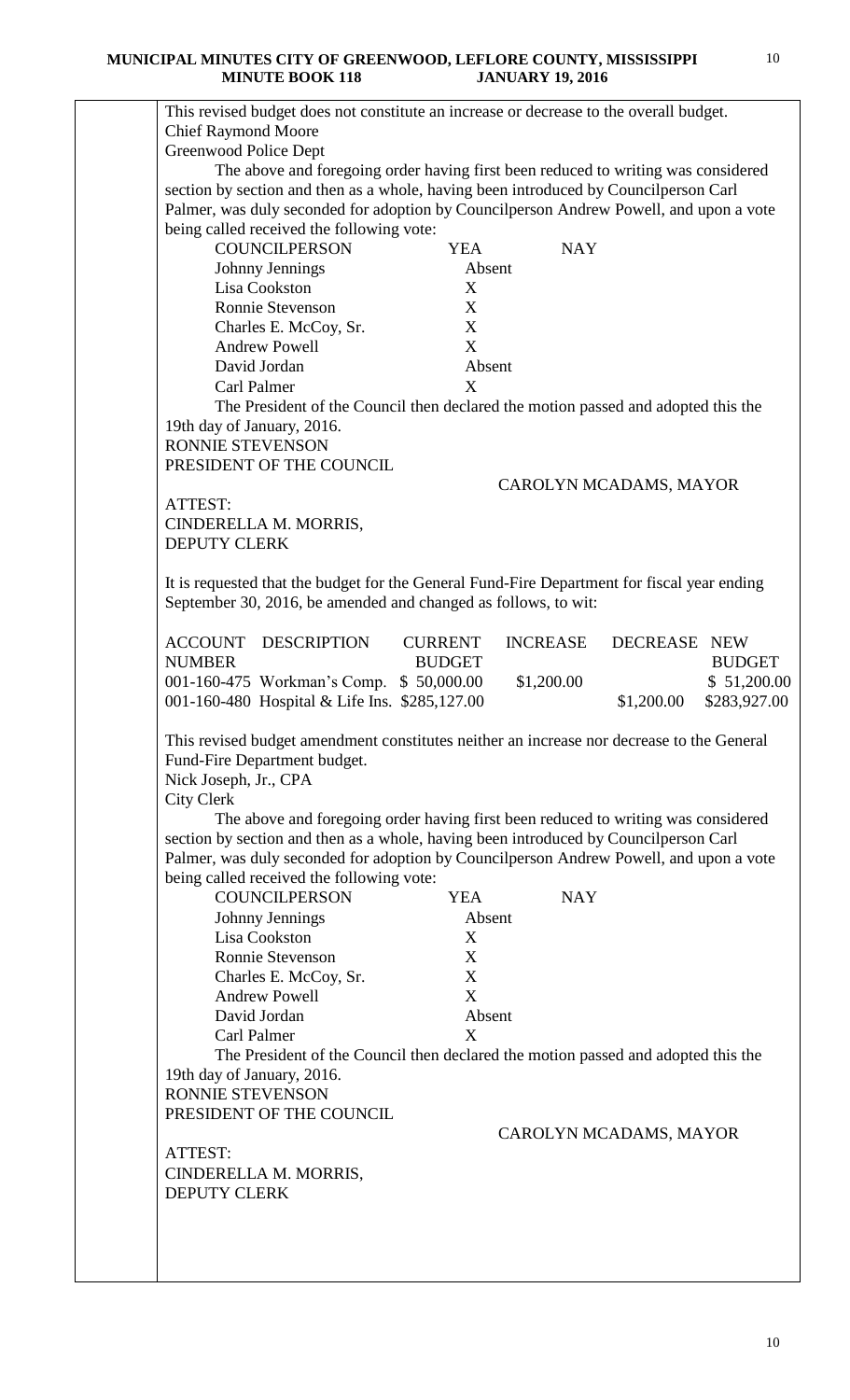This revised budget does not constitute an increase or decrease to the overall budget.
Chief Raymond Moore
Greenwood Police Dept

The above and foregoing order having first been reduced to writing was considered section by section and then as a whole, having been introduced by Councilperson Carl Palmer, was duly seconded for adoption by Councilperson Andrew Powell, and upon a vote being called received the following vote:

| COUNCILPERSON | YEA | NAY |
|---|---|---|
| Johnny Jennings | Absent | |
| Lisa Cookston | X | |
| Ronnie Stevenson | X | |
| Charles E. McCoy, Sr. | X | |
| Andrew Powell | X | |
| David Jordan | Absent | |
| Carl Palmer | X | |

The President of the Council then declared the motion passed and adopted this the 19th day of January, 2016.

RONNIE STEVENSON
PRESIDENT OF THE COUNCIL

CAROLYN MCADAMS, MAYOR

ATTEST:
CINDERELLA M. MORRIS,
DEPUTY CLERK

It is requested that the budget for the General Fund-Fire Department for fiscal year ending September 30, 2016, be amended and changed as follows, to wit:

| ACCOUNT NUMBER | DESCRIPTION | CURRENT BUDGET | INCREASE | DECREASE | NEW BUDGET |
|---|---|---|---|---|---|
| 001-160-475 | Workman's Comp. | $ 50,000.00 | $1,200.00 | | $ 51,200.00 |
| 001-160-480 | Hospital & Life Ins. | $285,127.00 | | $1,200.00 | $283,927.00 |

This revised budget amendment constitutes neither an increase nor decrease to the General Fund-Fire Department budget.
Nick Joseph, Jr., CPA
City Clerk

The above and foregoing order having first been reduced to writing was considered section by section and then as a whole, having been introduced by Councilperson Carl Palmer, was duly seconded for adoption by Councilperson Andrew Powell, and upon a vote being called received the following vote:

| COUNCILPERSON | YEA | NAY |
|---|---|---|
| Johnny Jennings | Absent | |
| Lisa Cookston | X | |
| Ronnie Stevenson | X | |
| Charles E. McCoy, Sr. | X | |
| Andrew Powell | X | |
| David Jordan | Absent | |
| Carl Palmer | X | |

The President of the Council then declared the motion passed and adopted this the 19th day of January, 2016.

RONNIE STEVENSON
PRESIDENT OF THE COUNCIL

CAROLYN MCADAMS, MAYOR

ATTEST:
CINDERELLA M. MORRIS,
DEPUTY CLERK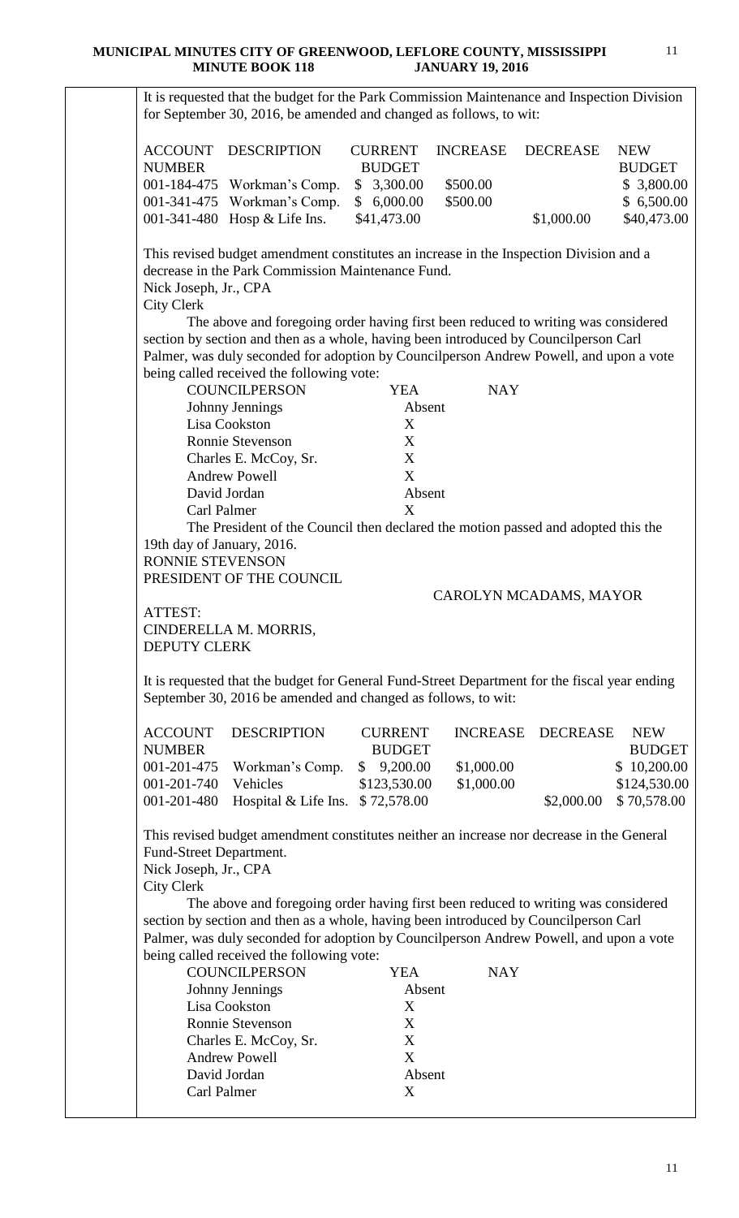It is requested that the budget for the Park Commission Maintenance and Inspection Division for September 30, 2016, be amended and changed as follows, to wit:

| ACCOUNT NUMBER | DESCRIPTION | CURRENT BUDGET | INCREASE | DECREASE | NEW BUDGET |
|---|---|---|---|---|---|
| 001-184-475 | Workman's Comp. | $ 3,300.00 | $500.00 | | $ 3,800.00 |
| 001-341-475 | Workman's Comp. | $ 6,000.00 | $500.00 | | $ 6,500.00 |
| 001-341-480 | Hosp & Life Ins. | $41,473.00 | | $1,000.00 | $40,473.00 |

This revised budget amendment constitutes an increase in the Inspection Division and a decrease in the Park Commission Maintenance Fund.
Nick Joseph, Jr., CPA
City Clerk

The above and foregoing order having first been reduced to writing was considered section by section and then as a whole, having been introduced by Councilperson Carl Palmer, was duly seconded for adoption by Councilperson Andrew Powell, and upon a vote being called received the following vote:

| COUNCILPERSON | YEA | NAY |
|---|---|---|
| Johnny Jennings | Absent | |
| Lisa Cookston | X | |
| Ronnie Stevenson | X | |
| Charles E. McCoy, Sr. | X | |
| Andrew Powell | X | |
| David Jordan | Absent | |
| Carl Palmer | X | |

The President of the Council then declared the motion passed and adopted this the 19th day of January, 2016.

RONNIE STEVENSON
PRESIDENT OF THE COUNCIL

CAROLYN MCADAMS, MAYOR

ATTEST:
CINDERELLA M. MORRIS,
DEPUTY CLERK

It is requested that the budget for General Fund-Street Department for the fiscal year ending September 30, 2016 be amended and changed as follows, to wit:

| ACCOUNT NUMBER | DESCRIPTION | CURRENT BUDGET | INCREASE | DECREASE | NEW BUDGET |
|---|---|---|---|---|---|
| 001-201-475 | Workman's Comp. | $ 9,200.00 | $1,000.00 | | $ 10,200.00 |
| 001-201-740 | Vehicles | $123,530.00 | $1,000.00 | | $124,530.00 |
| 001-201-480 | Hospital & Life Ins. | $ 72,578.00 | | $2,000.00 | $ 70,578.00 |

This revised budget amendment constitutes neither an increase nor decrease in the General Fund-Street Department.
Nick Joseph, Jr., CPA
City Clerk

The above and foregoing order having first been reduced to writing was considered section by section and then as a whole, having been introduced by Councilperson Carl Palmer, was duly seconded for adoption by Councilperson Andrew Powell, and upon a vote being called received the following vote:

| COUNCILPERSON | YEA | NAY |
|---|---|---|
| Johnny Jennings | Absent | |
| Lisa Cookston | X | |
| Ronnie Stevenson | X | |
| Charles E. McCoy, Sr. | X | |
| Andrew Powell | X | |
| David Jordan | Absent | |
| Carl Palmer | X | |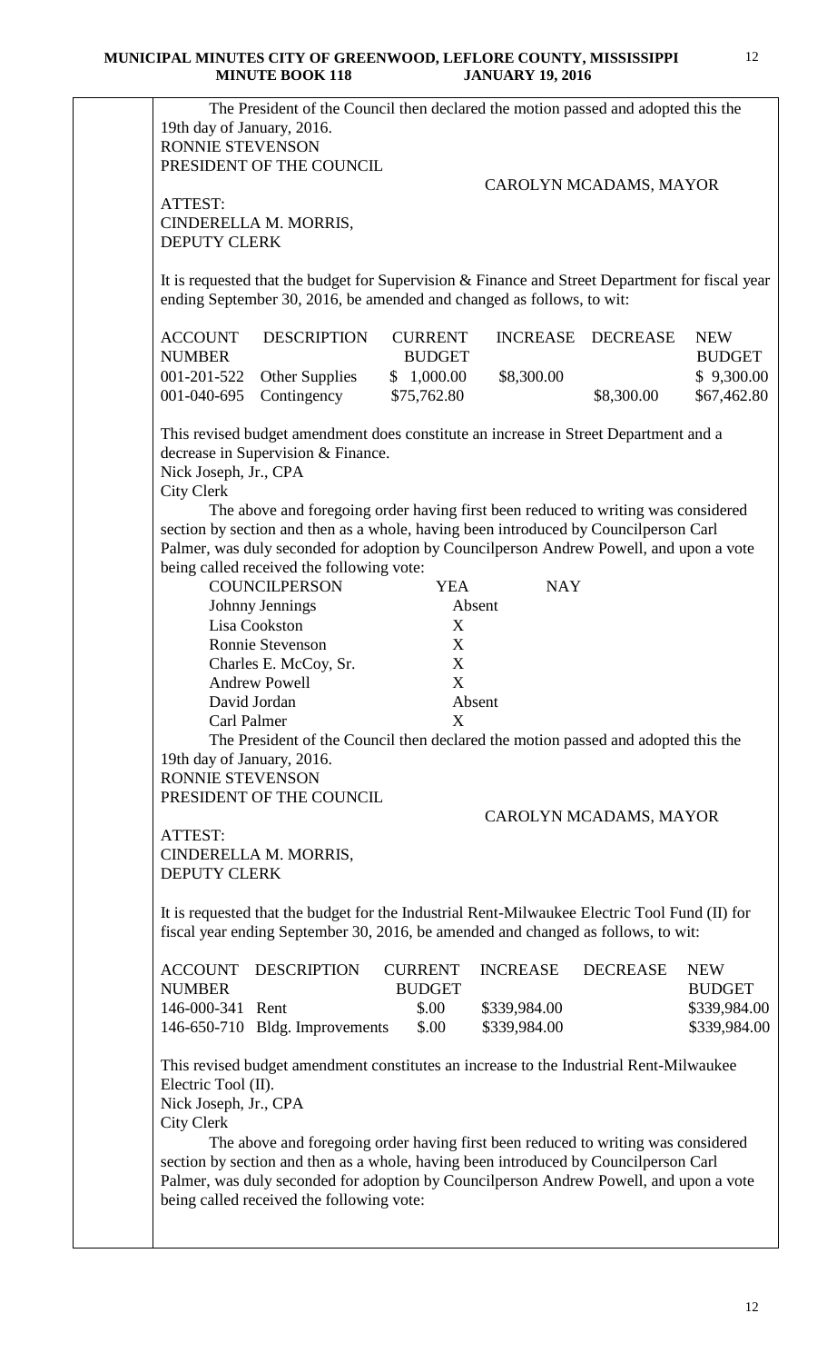The President of the Council then declared the motion passed and adopted this the 19th day of January, 2016.

RONNIE STEVENSON
PRESIDENT OF THE COUNCIL

CAROLYN MCADAMS, MAYOR

ATTEST:
CINDERELLA M. MORRIS,
DEPUTY CLERK

It is requested that the budget for Supervision & Finance and Street Department for fiscal year ending September 30, 2016, be amended and changed as follows, to wit:

| ACCOUNT NUMBER | DESCRIPTION | CURRENT BUDGET | INCREASE | DECREASE | NEW BUDGET |
|---|---|---|---|---|---|
| 001-201-522 | Other Supplies | $ 1,000.00 | $8,300.00 | | $ 9,300.00 |
| 001-040-695 | Contingency | $75,762.80 | | $8,300.00 | $67,462.80 |

This revised budget amendment does constitute an increase in Street Department and a decrease in Supervision & Finance.

Nick Joseph, Jr., CPA
City Clerk

The above and foregoing order having first been reduced to writing was considered section by section and then as a whole, having been introduced by Councilperson Carl Palmer, was duly seconded for adoption by Councilperson Andrew Powell, and upon a vote being called received the following vote:

| COUNCILPERSON | YEA | NAY |
|---|---|---|
| Johnny Jennings | Absent | |
| Lisa Cookston | X | |
| Ronnie Stevenson | X | |
| Charles E. McCoy, Sr. | X | |
| Andrew Powell | X | |
| David Jordan | Absent | |
| Carl Palmer | X | |

The President of the Council then declared the motion passed and adopted this the 19th day of January, 2016.

RONNIE STEVENSON
PRESIDENT OF THE COUNCIL

CAROLYN MCADAMS, MAYOR

ATTEST:
CINDERELLA M. MORRIS,
DEPUTY CLERK

It is requested that the budget for the Industrial Rent-Milwaukee Electric Tool Fund (II) for fiscal year ending September 30, 2016, be amended and changed as follows, to wit:

| ACCOUNT NUMBER | DESCRIPTION | CURRENT BUDGET | INCREASE | DECREASE | NEW BUDGET |
|---|---|---|---|---|---|
| 146-000-341 | Rent | $.00 | $339,984.00 | | $339,984.00 |
| 146-650-710 | Bldg. Improvements | $.00 | $339,984.00 | | $339,984.00 |

This revised budget amendment constitutes an increase to the Industrial Rent-Milwaukee Electric Tool (II).

Nick Joseph, Jr., CPA
City Clerk

The above and foregoing order having first been reduced to writing was considered section by section and then as a whole, having been introduced by Councilperson Carl Palmer, was duly seconded for adoption by Councilperson Andrew Powell, and upon a vote being called received the following vote: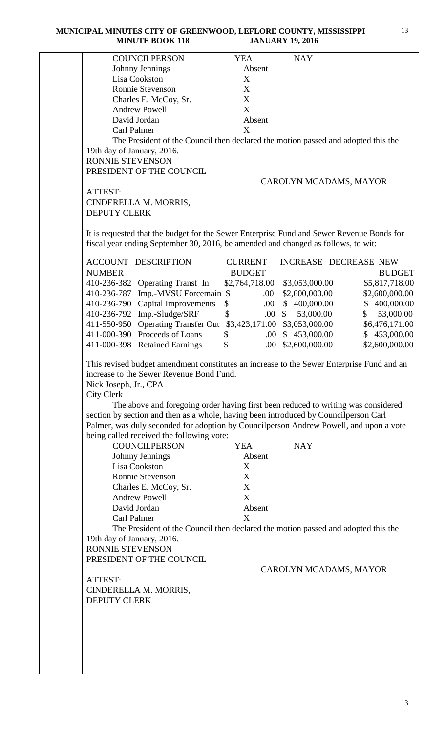| COUNCILPERSON | YEA | NAY |
|---|---|---|
| Johnny Jennings | Absent | |
| Lisa Cookston | X | |
| Ronnie Stevenson | X | |
| Charles E. McCoy, Sr. | X | |
| Andrew Powell | X | |
| David Jordan | Absent | |
| Carl Palmer | X | |

The President of the Council then declared the motion passed and adopted this the 19th day of January, 2016.

RONNIE STEVENSON
PRESIDENT OF THE COUNCIL

CAROLYN MCADAMS, MAYOR

ATTEST:
CINDERELLA M. MORRIS,
DEPUTY CLERK

It is requested that the budget for the Sewer Enterprise Fund and Sewer Revenue Bonds for fiscal year ending September 30, 2016, be amended and changed as follows, to wit:

| ACCOUNT NUMBER | DESCRIPTION | CURRENT BUDGET | INCREASE | DECREASE | NEW BUDGET |
|---|---|---|---|---|---|
| 410-236-382 | Operating Transf In | $2,764,718.00 | $3,053,000.00 | | $5,817,718.00 |
| 410-236-787 | Imp.-MVSU Forcemain | $ .00 | $2,600,000.00 | | $2,600,000.00 |
| 410-236-790 | Capital Improvements | $ .00 | $ 400,000.00 | | $ 400,000.00 |
| 410-236-792 | Imp.-Sludge/SRF | $ .00 | $ 53,000.00 | | $ 53,000.00 |
| 411-550-950 | Operating Transfer Out | $3,423,171.00 | $3,053,000.00 | | $6,476,171.00 |
| 411-000-390 | Proceeds of Loans | $ .00 | $ 453,000.00 | | $ 453,000.00 |
| 411-000-398 | Retained Earnings | $ .00 | $2,600,000.00 | | $2,600,000.00 |

This revised budget amendment constitutes an increase to the Sewer Enterprise Fund and an increase to the Sewer Revenue Bond Fund.

Nick Joseph, Jr., CPA
City Clerk

The above and foregoing order having first been reduced to writing was considered section by section and then as a whole, having been introduced by Councilperson Carl Palmer, was duly seconded for adoption by Councilperson Andrew Powell, and upon a vote being called received the following vote:

| COUNCILPERSON | YEA | NAY |
|---|---|---|
| Johnny Jennings | Absent | |
| Lisa Cookston | X | |
| Ronnie Stevenson | X | |
| Charles E. McCoy, Sr. | X | |
| Andrew Powell | X | |
| David Jordan | Absent | |
| Carl Palmer | X | |

The President of the Council then declared the motion passed and adopted this the 19th day of January, 2016.

RONNIE STEVENSON
PRESIDENT OF THE COUNCIL

CAROLYN MCADAMS, MAYOR

ATTEST:
CINDERELLA M. MORRIS,
DEPUTY CLERK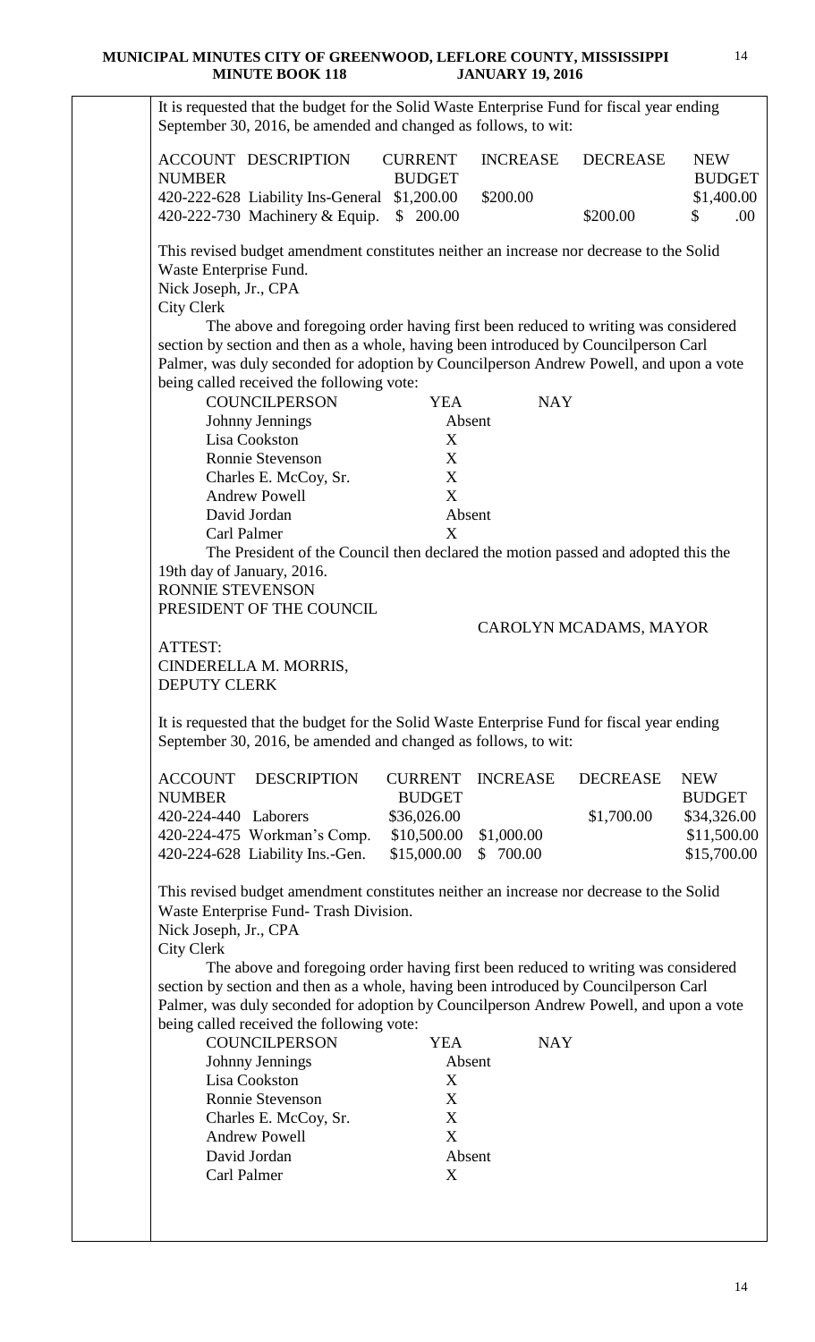It is requested that the budget for the Solid Waste Enterprise Fund for fiscal year ending September 30, 2016, be amended and changed as follows, to wit:

| ACCOUNT NUMBER | DESCRIPTION | CURRENT BUDGET | INCREASE | DECREASE | NEW BUDGET |
|---|---|---|---|---|---|
| 420-222-628 | Liability Ins-General | $1,200.00 | $200.00 | | $1,400.00 |
| 420-222-730 | Machinery & Equip. | $ 200.00 | | $200.00 | $ .00 |

This revised budget amendment constitutes neither an increase nor decrease to the Solid Waste Enterprise Fund.

Nick Joseph, Jr., CPA
City Clerk

The above and foregoing order having first been reduced to writing was considered section by section and then as a whole, having been introduced by Councilperson Carl Palmer, was duly seconded for adoption by Councilperson Andrew Powell, and upon a vote being called received the following vote:

| COUNCILPERSON | YEA | NAY |
|---|---|---|
| Johnny Jennings | Absent | |
| Lisa Cookston | X | |
| Ronnie Stevenson | X | |
| Charles E. McCoy, Sr. | X | |
| Andrew Powell | X | |
| David Jordan | Absent | |
| Carl Palmer | X | |

The President of the Council then declared the motion passed and adopted this the 19th day of January, 2016.

RONNIE STEVENSON
PRESIDENT OF THE COUNCIL

CAROLYN MCADAMS, MAYOR

ATTEST:
CINDERELLA M. MORRIS,
DEPUTY CLERK

It is requested that the budget for the Solid Waste Enterprise Fund for fiscal year ending September 30, 2016, be amended and changed as follows, to wit:

| ACCOUNT NUMBER | DESCRIPTION | CURRENT BUDGET | INCREASE | DECREASE | NEW BUDGET |
|---|---|---|---|---|---|
| 420-224-440 | Laborers | $36,026.00 | | $1,700.00 | $34,326.00 |
| 420-224-475 | Workman's Comp. | $10,500.00 | $1,000.00 | | $11,500.00 |
| 420-224-628 | Liability Ins.-Gen. | $15,000.00 | $ 700.00 | | $15,700.00 |

This revised budget amendment constitutes neither an increase nor decrease to the Solid Waste Enterprise Fund- Trash Division.

Nick Joseph, Jr., CPA
City Clerk

The above and foregoing order having first been reduced to writing was considered section by section and then as a whole, having been introduced by Councilperson Carl Palmer, was duly seconded for adoption by Councilperson Andrew Powell, and upon a vote being called received the following vote:

| COUNCILPERSON | YEA | NAY |
|---|---|---|
| Johnny Jennings | Absent | |
| Lisa Cookston | X | |
| Ronnie Stevenson | X | |
| Charles E. McCoy, Sr. | X | |
| Andrew Powell | X | |
| David Jordan | Absent | |
| Carl Palmer | X | |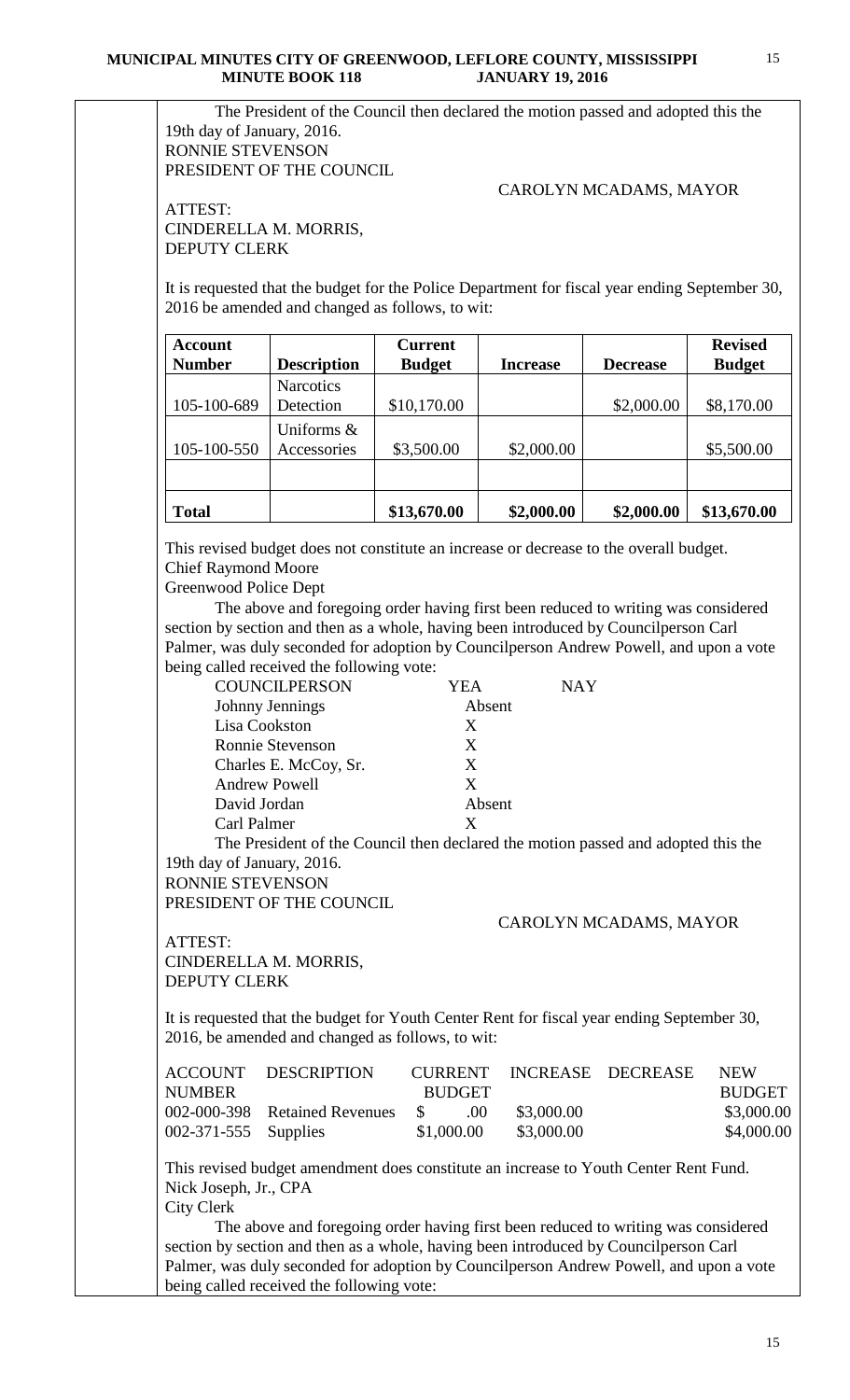The President of the Council then declared the motion passed and adopted this the 19th day of January, 2016.

RONNIE STEVENSON
PRESIDENT OF THE COUNCIL

CAROLYN MCADAMS, MAYOR

ATTEST:
CINDERELLA M. MORRIS,
DEPUTY CLERK

It is requested that the budget for the Police Department for fiscal year ending September 30, 2016 be amended and changed as follows, to wit:

| Account Number | Description | Current Budget | Increase | Decrease | Revised Budget |
|---|---|---|---|---|---|
| 105-100-689 | Narcotics Detection | $10,170.00 | | $2,000.00 | $8,170.00 |
| 105-100-550 | Uniforms & Accessories | $3,500.00 | $2,000.00 | | $5,500.00 |
| | | | | | |
| **Total** | | **$13,670.00** | **$2,000.00** | **$2,000.00** | **$13,670.00** |

This revised budget does not constitute an increase or decrease to the overall budget.
Chief Raymond Moore
Greenwood Police Dept

The above and foregoing order having first been reduced to writing was considered section by section and then as a whole, having been introduced by Councilperson Carl Palmer, was duly seconded for adoption by Councilperson Andrew Powell, and upon a vote being called received the following vote:

| COUNCILPERSON | YEA | NAY |
|---|---|---|
| Johnny Jennings | Absent | |
| Lisa Cookston | X | |
| Ronnie Stevenson | X | |
| Charles E. McCoy, Sr. | X | |
| Andrew Powell | X | |
| David Jordan | Absent | |
| Carl Palmer | X | |

The President of the Council then declared the motion passed and adopted this the 19th day of January, 2016.

RONNIE STEVENSON
PRESIDENT OF THE COUNCIL

CAROLYN MCADAMS, MAYOR

ATTEST:
CINDERELLA M. MORRIS,
DEPUTY CLERK

It is requested that the budget for Youth Center Rent for fiscal year ending September 30, 2016, be amended and changed as follows, to wit:

| ACCOUNT NUMBER | DESCRIPTION | CURRENT BUDGET | INCREASE | DECREASE | NEW BUDGET |
|---|---|---|---|---|---|
| 002-000-398 | Retained Revenues | $ .00 | $3,000.00 | | $3,000.00 |
| 002-371-555 | Supplies | $1,000.00 | $3,000.00 | | $4,000.00 |

This revised budget amendment does constitute an increase to Youth Center Rent Fund.
Nick Joseph, Jr., CPA
City Clerk

The above and foregoing order having first been reduced to writing was considered section by section and then as a whole, having been introduced by Councilperson Carl Palmer, was duly seconded for adoption by Councilperson Andrew Powell, and upon a vote being called received the following vote: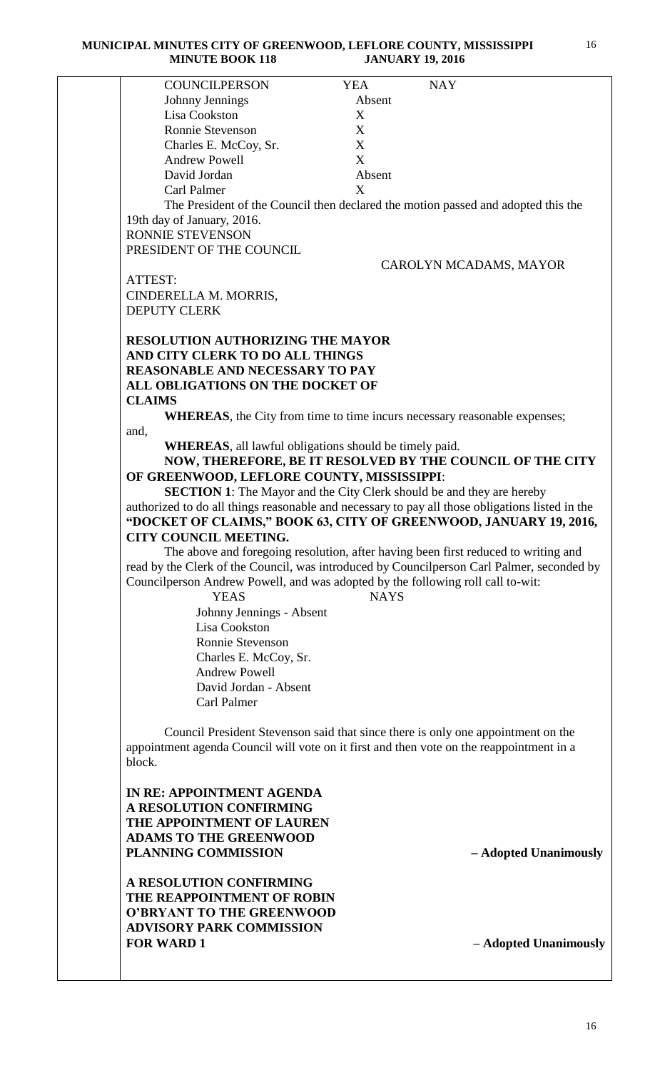| COUNCILPERSON | YEA | NAY |
| --- | --- | --- |
| Johnny Jennings | Absent | |
| Lisa Cookston | X | |
| Ronnie Stevenson | X | |
| Charles E. McCoy, Sr. | X | |
| Andrew Powell | X | |
| David Jordan | Absent | |
| Carl Palmer | X | |

The President of the Council then declared the motion passed and adopted this the 19th day of January, 2016.

RONNIE STEVENSON
PRESIDENT OF THE COUNCIL

CAROLYN MCADAMS, MAYOR

ATTEST:
CINDERELLA M. MORRIS,
DEPUTY CLERK

**RESOLUTION AUTHORIZING THE MAYOR AND CITY CLERK TO DO ALL THINGS REASONABLE AND NECESSARY TO PAY ALL OBLIGATIONS ON THE DOCKET OF CLAIMS**

**WHEREAS**, the City from time to time incurs necessary reasonable expenses; and,

**WHEREAS**, all lawful obligations should be timely paid.

**NOW, THEREFORE, BE IT RESOLVED BY THE COUNCIL OF THE CITY OF GREENWOOD, LEFLORE COUNTY, MISSISSIPPI**:

**SECTION 1**: The Mayor and the City Clerk should be and they are hereby authorized to do all things reasonable and necessary to pay all those obligations listed in the **"DOCKET OF CLAIMS," BOOK 63, CITY OF GREENWOOD, JANUARY 19, 2016, CITY COUNCIL MEETING.**

The above and foregoing resolution, after having been first reduced to writing and read by the Clerk of the Council, was introduced by Councilperson Carl Palmer, seconded by Councilperson Andrew Powell, and was adopted by the following roll call to-wit:

| YEAS | NAYS |
| --- | --- |
| Johnny Jennings - Absent | |
| Lisa Cookston | |
| Ronnie Stevenson | |
| Charles E. McCoy, Sr. | |
| Andrew Powell | |
| David Jordan - Absent | |
| Carl Palmer | |

Council President Stevenson said that since there is only one appointment on the appointment agenda Council will vote on it first and then vote on the reappointment in a block.

**IN RE: APPOINTMENT AGENDA**
**A RESOLUTION CONFIRMING THE APPOINTMENT OF LAUREN ADAMS TO THE GREENWOOD PLANNING COMMISSION** **– Adopted Unanimously**

**A RESOLUTION CONFIRMING THE REAPPOINTMENT OF ROBIN O'BRYANT TO THE GREENWOOD ADVISORY PARK COMMISSION FOR WARD 1** **– Adopted Unanimously**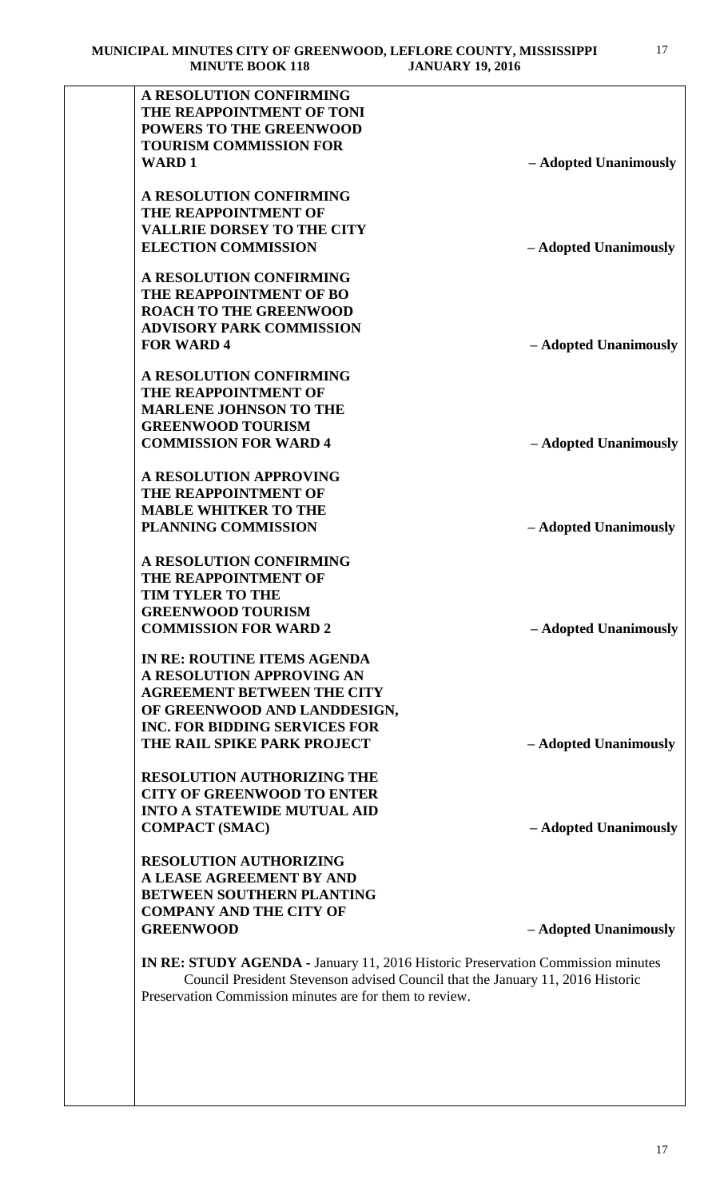**A RESOLUTION CONFIRMING THE REAPPOINTMENT OF TONI POWERS TO THE GREENWOOD TOURISM COMMISSION FOR WARD 1** – Adopted Unanimously

**A RESOLUTION CONFIRMING THE REAPPOINTMENT OF VALLRIE DORSEY TO THE CITY ELECTION COMMISSION** – Adopted Unanimously

**A RESOLUTION CONFIRMING THE REAPPOINTMENT OF BO ROACH TO THE GREENWOOD ADVISORY PARK COMMISSION FOR WARD 4** – Adopted Unanimously

**A RESOLUTION CONFIRMING THE REAPPOINTMENT OF MARLENE JOHNSON TO THE GREENWOOD TOURISM COMMISSION FOR WARD 4** – Adopted Unanimously

**A RESOLUTION APPROVING THE REAPPOINTMENT OF MABLE WHITKER TO THE PLANNING COMMISSION** – Adopted Unanimously

**A RESOLUTION CONFIRMING THE REAPPOINTMENT OF TIM TYLER TO THE GREENWOOD TOURISM COMMISSION FOR WARD 2** – Adopted Unanimously

**IN RE: ROUTINE ITEMS AGENDA**

**A RESOLUTION APPROVING AN AGREEMENT BETWEEN THE CITY OF GREENWOOD AND LANDDESIGN, INC. FOR BIDDING SERVICES FOR THE RAIL SPIKE PARK PROJECT** – Adopted Unanimously

**RESOLUTION AUTHORIZING THE CITY OF GREENWOOD TO ENTER INTO A STATEWIDE MUTUAL AID COMPACT (SMAC)** – Adopted Unanimously

**RESOLUTION AUTHORIZING A LEASE AGREEMENT BY AND BETWEEN SOUTHERN PLANTING COMPANY AND THE CITY OF GREENWOOD** – Adopted Unanimously

**IN RE: STUDY AGENDA -** January 11, 2016 Historic Preservation Commission minutes

Council President Stevenson advised Council that the January 11, 2016 Historic Preservation Commission minutes are for them to review.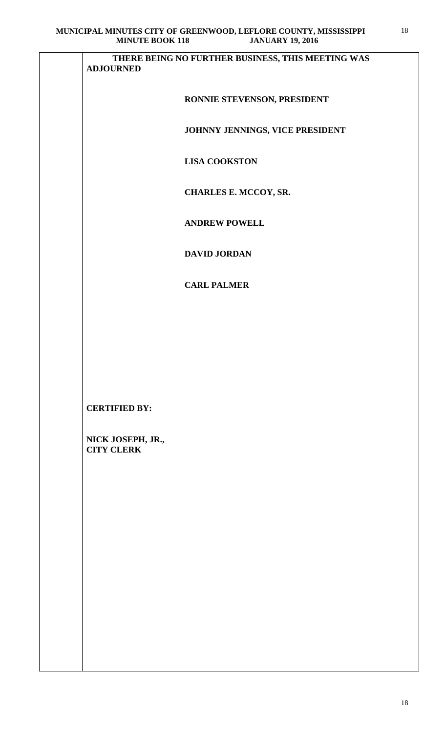**THERE BEING NO FURTHER BUSINESS, THIS MEETING WAS ADJOURNED**

**RONNIE STEVENSON, PRESIDENT**

**JOHNNY JENNINGS, VICE PRESIDENT**

**LISA COOKSTON**

**CHARLES E. MCCOY, SR.**

**ANDREW POWELL**

**DAVID JORDAN**

**CARL PALMER**

**CERTIFIED BY:**

**NICK JOSEPH, JR.,**
**CITY CLERK**